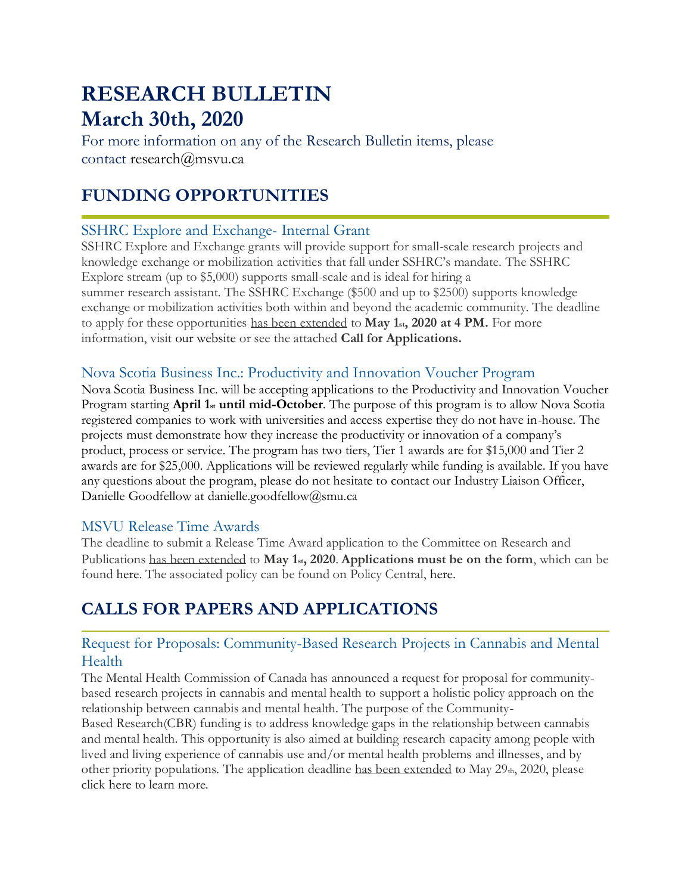# RESEARCH BULLETIN
# March 30th, 2020

For more information on any of the Research Bulletin items, please contact research@msvu.ca

## FUNDING OPPORTUNITIES

### SSHRC Explore and Exchange- Internal Grant

SSHRC Explore and Exchange grants will provide support for small-scale research projects and knowledge exchange or mobilization activities that fall under SSHRC's mandate. The SSHRC Explore stream (up to $5,000) supports small-scale and is ideal for hiring a summer research assistant. The SSHRC Exchange ($500 and up to $2500) supports knowledge exchange or mobilization activities both within and beyond the academic community. The deadline to apply for these opportunities has been extended to **May 1st, 2020 at 4 PM.** For more information, visit our website or see the attached **Call for Applications.**

### Nova Scotia Business Inc.: Productivity and Innovation Voucher Program

Nova Scotia Business Inc. will be accepting applications to the Productivity and Innovation Voucher Program starting **April 1st until mid-October**. The purpose of this program is to allow Nova Scotia registered companies to work with universities and access expertise they do not have in-house. The projects must demonstrate how they increase the productivity or innovation of a company's product, process or service. The program has two tiers, Tier 1 awards are for $15,000 and Tier 2 awards are for $25,000. Applications will be reviewed regularly while funding is available. If you have any questions about the program, please do not hesitate to contact our Industry Liaison Officer, Danielle Goodfellow at danielle.goodfellow@smu.ca

### MSVU Release Time Awards

The deadline to submit a Release Time Award application to the Committee on Research and Publications has been extended to **May 1st, 2020**. **Applications must be on the form**, which can be found here. The associated policy can be found on Policy Central, here.

## CALLS FOR PAPERS AND APPLICATIONS

### Request for Proposals: Community-Based Research Projects in Cannabis and Mental Health

The Mental Health Commission of Canada has announced a request for proposal for community-based research projects in cannabis and mental health to support a holistic policy approach on the relationship between cannabis and mental health. The purpose of the Community-Based Research(CBR) funding is to address knowledge gaps in the relationship between cannabis and mental health. This opportunity is also aimed at building research capacity among people with lived and living experience of cannabis use and/or mental health problems and illnesses, and by other priority populations. The application deadline has been extended to May 29th, 2020, please click here to learn more.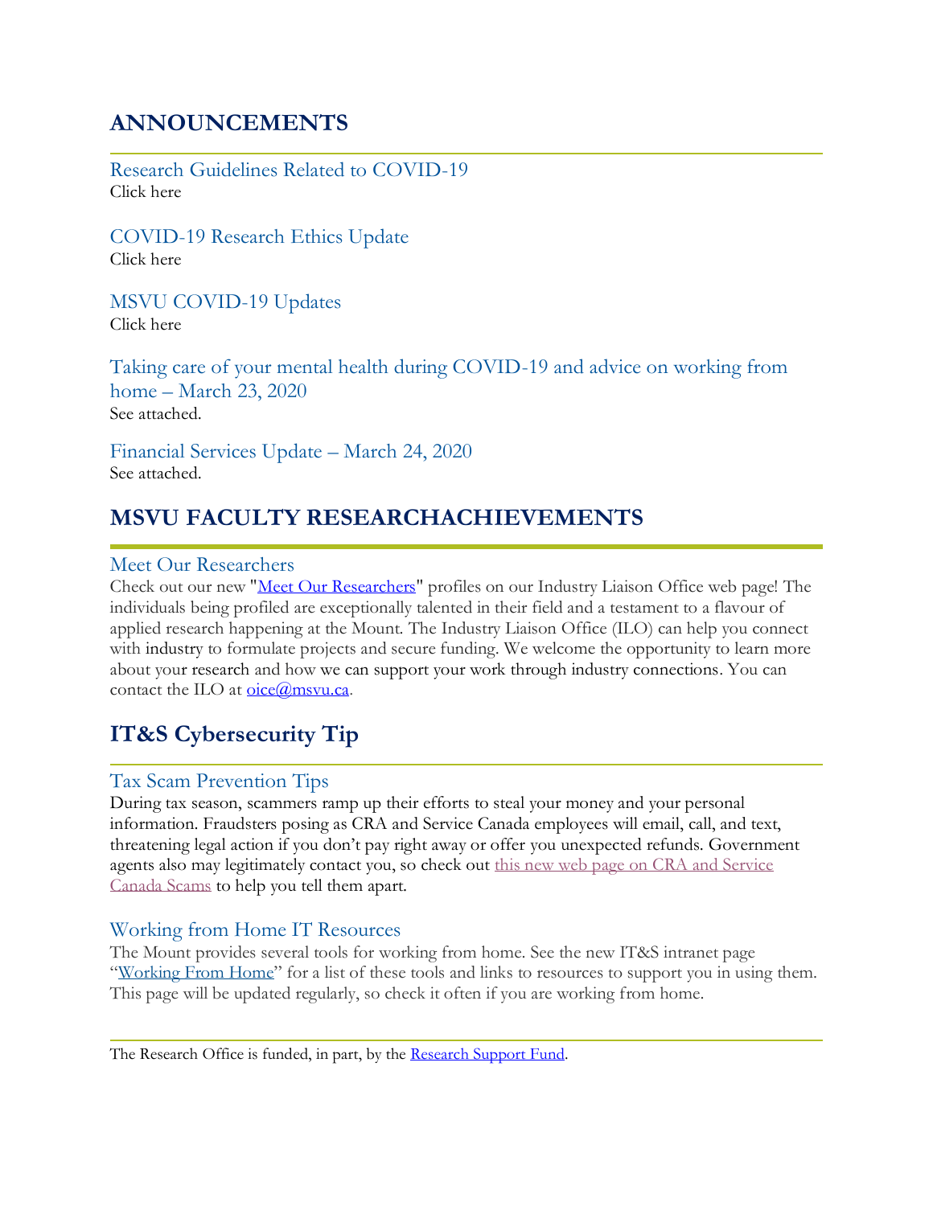## ANNOUNCEMENTS

### Research Guidelines Related to COVID-19

Click here

### COVID-19 Research Ethics Update

Click here

### MSVU COVID-19 Updates

Click here

### Taking care of your mental health during COVID-19 and advice on working from home – March 23, 2020

See attached.

### Financial Services Update – March 24, 2020

See attached.

## MSVU FACULTY RESEARCHACHIEVEMENTS

### Meet Our Researchers

Check out our new "Meet Our Researchers" profiles on our Industry Liaison Office web page! The individuals being profiled are exceptionally talented in their field and a testament to a flavour of applied research happening at the Mount. The Industry Liaison Office (ILO) can help you connect with industry to formulate projects and secure funding. We welcome the opportunity to learn more about your research and how we can support your work through industry connections. You can contact the ILO at oice@msvu.ca.

## IT&S Cybersecurity Tip

### Tax Scam Prevention Tips

During tax season, scammers ramp up their efforts to steal your money and your personal information. Fraudsters posing as CRA and Service Canada employees will email, call, and text, threatening legal action if you don't pay right away or offer you unexpected refunds. Government agents also may legitimately contact you, so check out this new web page on CRA and Service Canada Scams to help you tell them apart.

### Working from Home IT Resources

The Mount provides several tools for working from home. See the new IT&S intranet page "Working From Home" for a list of these tools and links to resources to support you in using them. This page will be updated regularly, so check it often if you are working from home.

---

The Research Office is funded, in part, by the Research Support Fund.